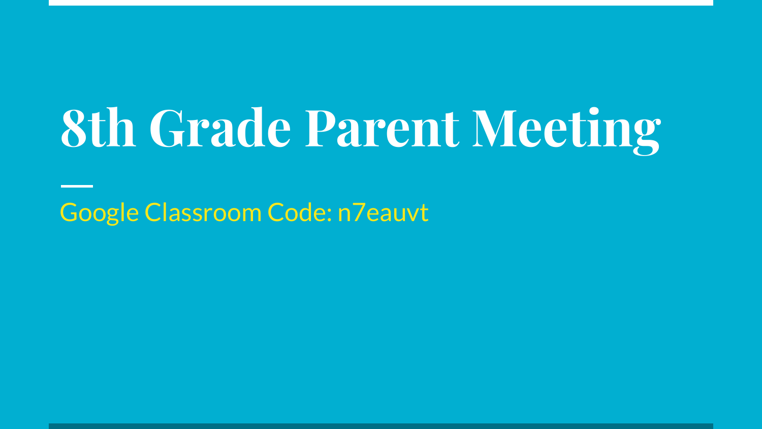# 8th Grade Parent Meeting

Google Classroom Code: n7eauvt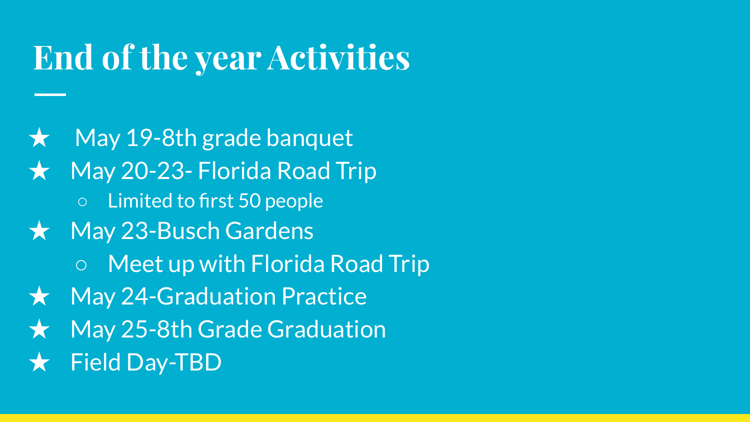# End of the year Activities

- May 19-8th grade banquet
- May 20-23- Florida Road Trip
  - Limited to first 50 people
- May 23-Busch Gardens
  - Meet up with Florida Road Trip
- May 24-Graduation Practice
- May 25-8th Grade Graduation
- Field Day-TBD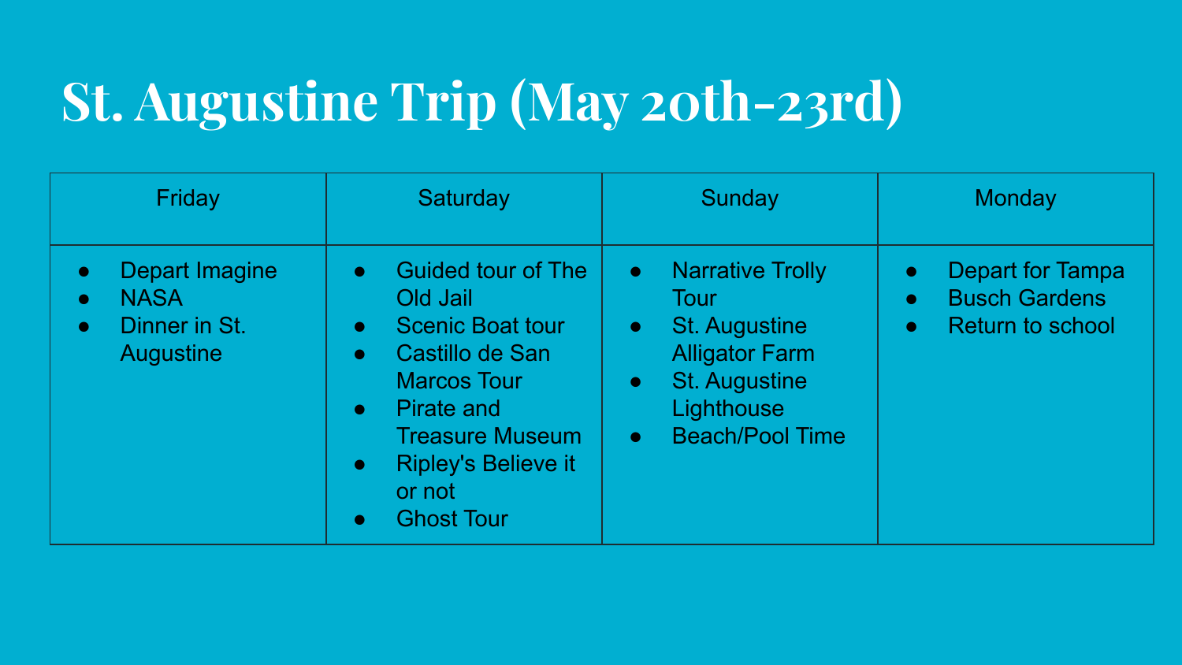# St. Augustine Trip (May 20th-23rd)

| Friday | Saturday | Sunday | Monday |
|---|---|---|---|
| • Depart Imagine<br>• NASA<br>• Dinner in St. Augustine | • Guided tour of The Old Jail<br>• Scenic Boat tour<br>• Castillo de San Marcos Tour<br>• Pirate and Treasure Museum<br>• Ripley's Believe it or not<br>• Ghost Tour | • Narrative Trolly Tour<br>• St. Augustine Alligator Farm<br>• St. Augustine Lighthouse<br>• Beach/Pool Time | • Depart for Tampa<br>• Busch Gardens<br>• Return to school |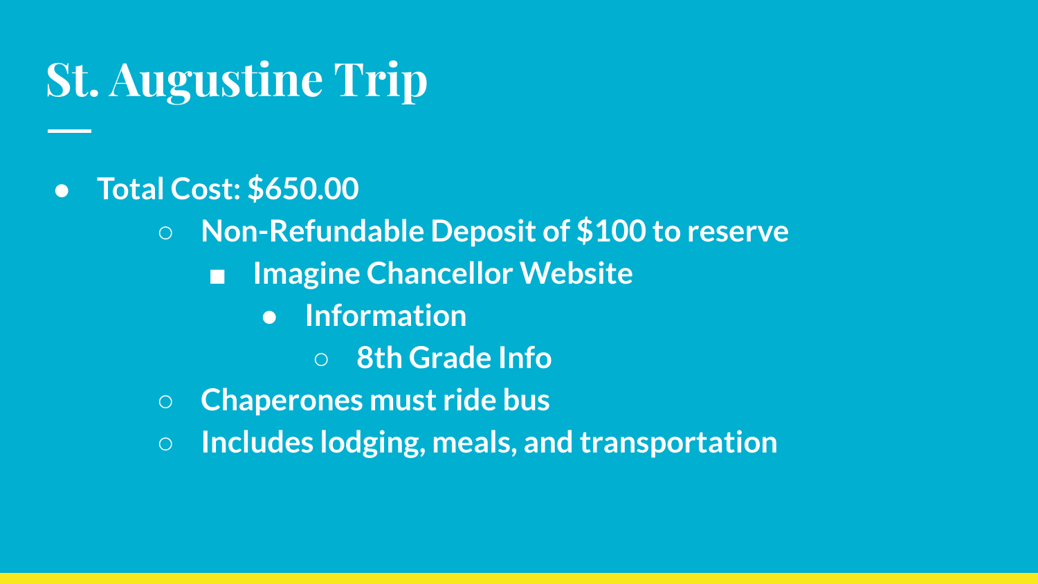# St. Augustine Trip

- **Total Cost: $650.00**
    - **Non-Refundable Deposit of $100 to reserve**
        - **Imagine Chancellor Website**
            - **Information**
                - **8th Grade Info**
    - **Chaperones must ride bus**
    - **Includes lodging, meals, and transportation**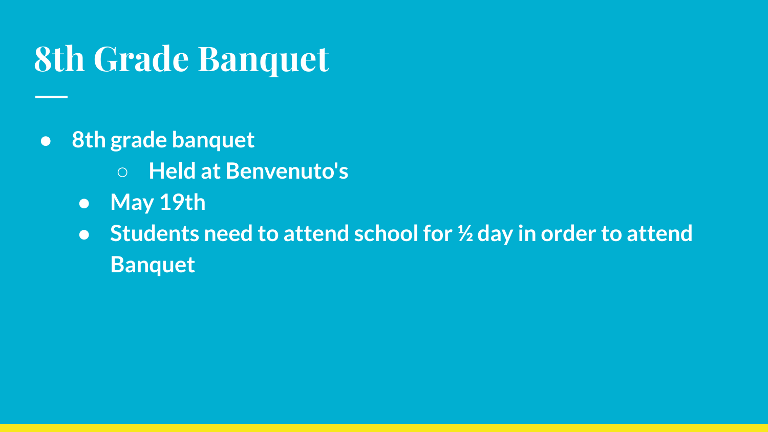# 8th Grade Banquet

- **8th grade banquet**
    - **Held at Benvenuto's**
  - **May 19th**
  - **Students need to attend school for ½ day in order to attend Banquet**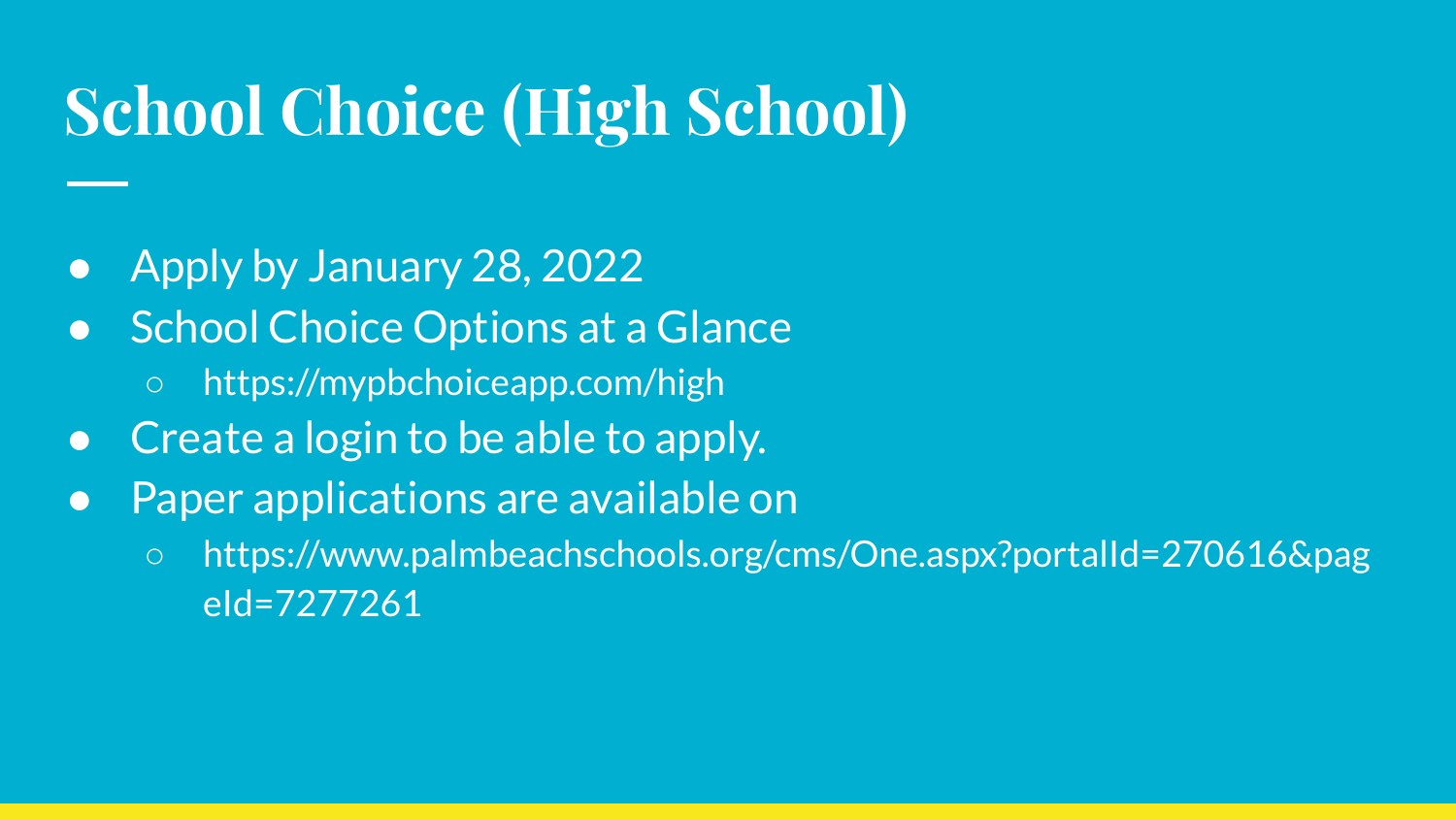# School Choice (High School)

- Apply by January 28, 2022
- School Choice Options at a Glance
  - https://mypbchoiceapp.com/high
- Create a login to be able to apply.
- Paper applications are available on
  - https://www.palmbeachschools.org/cms/One.aspx?portalId=270616&pageId=7277261